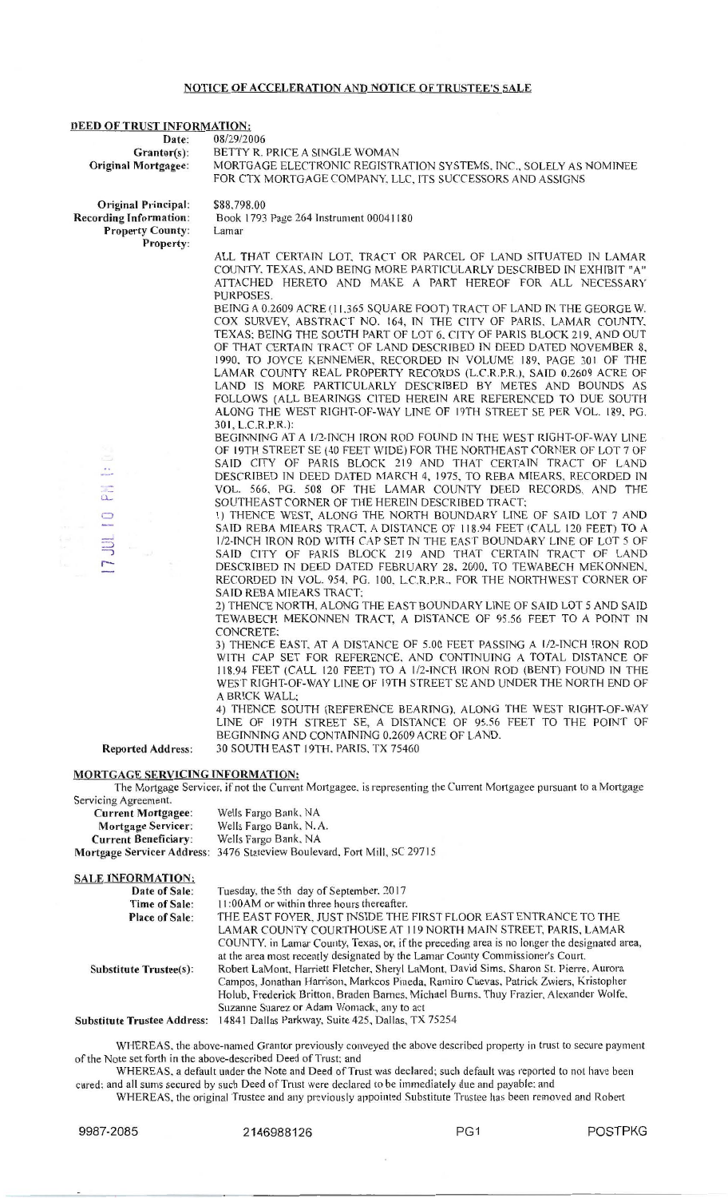## NOTICE OF ACCELERATION AND NOTICE OF TRUSTEE'S SALE

**DEED OF TRUST INFORMATION:**

**Date:** 08/29/2006

**Grantor(s):** BETTY R. PRICE A SINGLE WOMAN

**Original Mortgagee:** MORTGAGE ELECTRONIC REGISTRATION SYSTEMS, INC., SOLELY AS NOMINEE FOR CTX MORTGAGE COMPANY, LLC, ITS SUCCESSORS AND ASSIGNS

**Original Principal:** $88,798.00

**Recording Information:** Book 1793 Page 264 Instrument 00041180

**Property County:** Lamar

**Property:**

ALL THAT CERTAIN LOT, TRACT OR PARCEL OF LAND SITUATED IN LAMAR COUNTY, TEXAS, AND BEING MORE PARTICULARLY DESCRIBED IN EXHIBIT "A" ATTACHED HERETO AND MAKE A PART HEREOF FOR ALL NECESSARY PURPOSES.

BEING A 0.2609 ACRE (11,365 SQUARE FOOT) TRACT OF LAND IN THE GEORGE W. COX SURVEY, ABSTRACT NO. 164, IN THE CITY OF PARIS, LAMAR COUNTY, TEXAS; BEING THE SOUTH PART OF LOT 6, CITY OF PARIS BLOCK 219, AND OUT OF THAT CERTAIN TRACT OF LAND DESCRIBED IN DEED DATED NOVEMBER 8, 1990, TO JOYCE KENNEMER, RECORDED IN VOLUME 189, PAGE 301 OF THE LAMAR COUNTY REAL PROPERTY RECORDS (L.C.R.P.R.), SAID 0.2609 ACRE OF LAND IS MORE PARTICULARLY DESCRIBED BY METES AND BOUNDS AS FOLLOWS (ALL BEARINGS CITED HEREIN ARE REFERENCED TO DUE SOUTH ALONG THE WEST RIGHT-OF-WAY LINE OF 19TH STREET SE PER VOL. 189, PG. 301, L.C.R.P.R.):

BEGINNING AT A 1/2-INCH IRON ROD FOUND IN THE WEST RIGHT-OF-WAY LINE OF 19TH STREET SE (40 FEET WIDE) FOR THE NORTHEAST CORNER OF LOT 7 OF SAID CITY OF PARIS BLOCK 219 AND THAT CERTAIN TRACT OF LAND DESCRIBED IN DEED DATED MARCH 4, 1975, TO REBA MIEARS, RECORDED IN VOL. 566, PG. 508 OF THE LAMAR COUNTY DEED RECORDS, AND THE SOUTHEAST CORNER OF THE HEREIN DESCRIBED TRACT;

1) THENCE WEST, ALONG THE NORTH BOUNDARY LINE OF SAID LOT 7 AND SAID REBA MIEARS TRACT, A DISTANCE OF 118.94 FEET (CALL 120 FEET) TO A 1/2-INCH IRON ROD WITH CAP SET IN THE EAST BOUNDARY LINE OF LOT 5 OF SAID CITY OF PARIS BLOCK 219 AND THAT CERTAIN TRACT OF LAND DESCRIBED IN DEED DATED FEBRUARY 28, 2000, TO TEWABECH MEKONNEN, RECORDED IN VOL. 954, PG. 100, L.C.R.P.R., FOR THE NORTHWEST CORNER OF SAID REBA MIEARS TRACT;

2) THENCE NORTH, ALONG THE EAST BOUNDARY LINE OF SAID LOT 5 AND SAID TEWABECH MEKONNEN TRACT, A DISTANCE OF 95.56 FEET TO A POINT IN CONCRETE;

3) THENCE EAST, AT A DISTANCE OF 5.00 FEET PASSING A 1/2-INCH IRON ROD WITH CAP SET FOR REFERENCE, AND CONTINUING A TOTAL DISTANCE OF 118.94 FEET (CALL 120 FEET) TO A 1/2-INCH IRON ROD (BENT) FOUND IN THE WEST RIGHT-OF-WAY LINE OF 19TH STREET SE AND UNDER THE NORTH END OF A BRICK WALL;

4) THENCE SOUTH (REFERENCE BEARING), ALONG THE WEST RIGHT-OF-WAY LINE OF 19TH STREET SE, A DISTANCE OF 95.56 FEET TO THE POINT OF BEGINNING AND CONTAINING 0.2609 ACRE OF LAND.

**Reported Address:** 30 SOUTH EAST 19TH, PARIS, TX 75460

**MORTGAGE SERVICING INFORMATION:**

The Mortgage Servicer, if not the Current Mortgagee, is representing the Current Mortgagee pursuant to a Mortgage Servicing Agreement.

**Current Mortgagee:** Wells Fargo Bank, NA

**Mortgage Servicer:** Wells Fargo Bank, N.A.

**Current Beneficiary:** Wells Fargo Bank, NA

**Mortgage Servicer Address:** 3476 Stateview Boulevard, Fort Mill, SC 29715

**SALE INFORMATION:**

**Date of Sale:** Tuesday, the 5th day of September, 2017

**Time of Sale:** 11:00AM or within three hours thereafter.

**Place of Sale:** THE EAST FOYER, JUST INSIDE THE FIRST FLOOR EAST ENTRANCE TO THE LAMAR COUNTY COURTHOUSE AT 119 NORTH MAIN STREET, PARIS, LAMAR COUNTY. in Lamar County, Texas, or, if the preceding area is no longer the designated area, at the area most recently designated by the Lamar County Commissioner's Court.

**Substitute Trustee(s):** Robert LaMont, Harriett Fletcher, Sheryl LaMont, David Sims, Sharon St. Pierre, Aurora Campos, Jonathan Harrison, Markcos Pineda, Ramiro Cuevas, Patrick Zwiers, Kristopher Holub, Frederick Britton, Braden Barnes, Michael Burns, Thuy Frazier, Alexander Wolfe, Suzanne Suarez or Adam Womack, any to act

**Substitute Trustee Address:** 14841 Dallas Parkway, Suite 425, Dallas, TX 75254

WHEREAS, the above-named Grantor previously conveyed the above described property in trust to secure payment of the Note set forth in the above-described Deed of Trust; and

WHEREAS, a default under the Note and Deed of Trust was declared; such default was reported to not have been cured; and all sums secured by such Deed of Trust were declared to be immediately due and payable; and

WHEREAS, the original Trustee and any previously appointed Substitute Trustee has been removed and Robert

9987-2085 2146988126 PG1 POSTPKG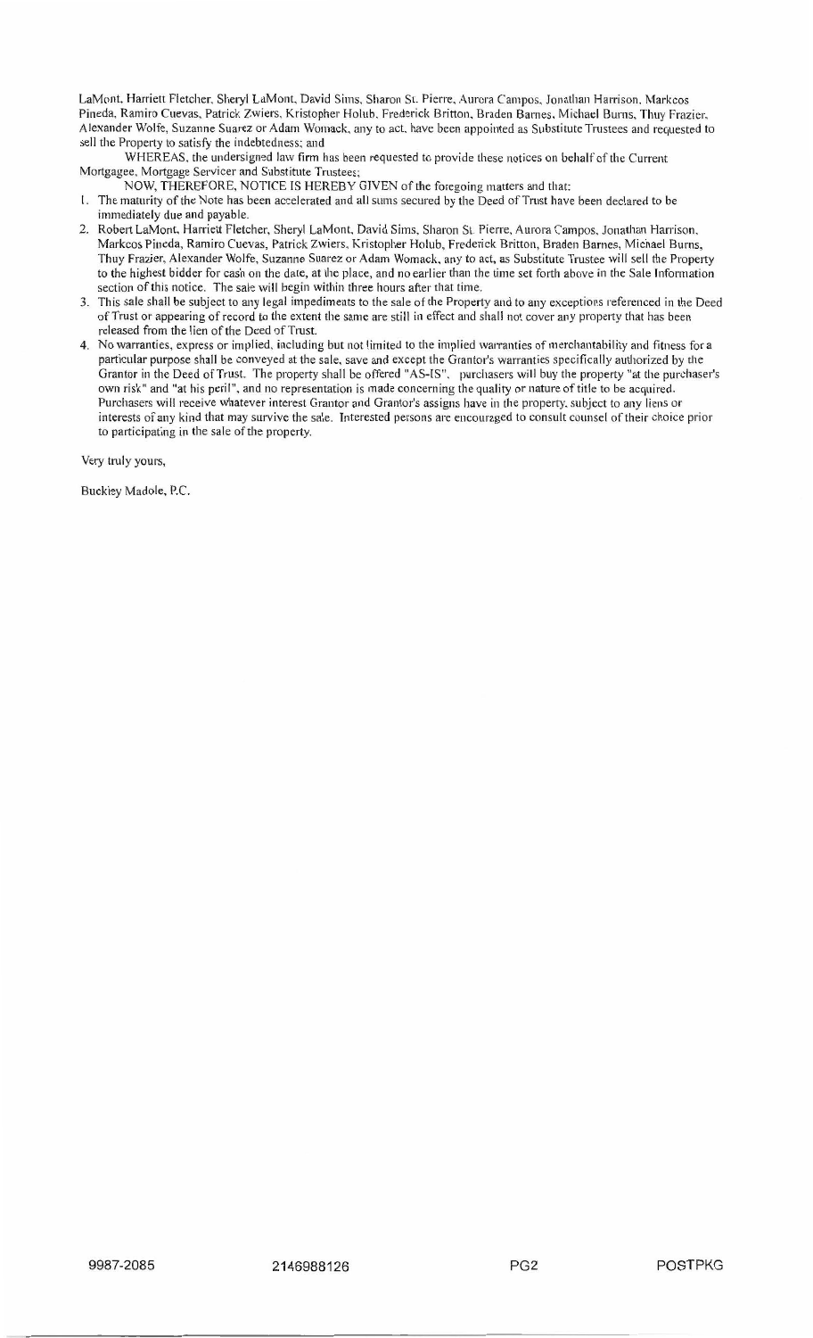LaMont, Harriett Fletcher, Sheryl LaMont, David Sims, Sharon St. Pierre, Aurora Campos, Jonathan Harrison, Markcos Pineda, Ramiro Cuevas, Patrick Zwiers, Kristopher Holub, Frederick Britton, Braden Barnes, Michael Burns, Thuy Frazier, Alexander Wolfe, Suzanne Suarez or Adam Womack, any to act, have been appointed as Substitute Trustees and requested to sell the Property to satisfy the indebtedness; and

WHEREAS, the undersigned law firm has been requested to provide these notices on behalf of the Current Mortgagee, Mortgage Servicer and Substitute Trustees;

NOW, THEREFORE, NOTICE IS HEREBY GIVEN of the foregoing matters and that:

1. The maturity of the Note has been accelerated and all sums secured by the Deed of Trust have been declared to be immediately due and payable.
2. Robert LaMont, Harriett Fletcher, Sheryl LaMont, David Sims, Sharon St. Pierre, Aurora Campos, Jonathan Harrison, Markcos Pineda, Ramiro Cuevas, Patrick Zwiers, Kristopher Holub, Frederick Britton, Braden Barnes, Michael Burns, Thuy Frazier, Alexander Wolfe, Suzanne Suarez or Adam Womack, any to act, as Substitute Trustee will sell the Property to the highest bidder for cash on the date, at the place, and no earlier than the time set forth above in the Sale Information section of this notice. The sale will begin within three hours after that time.
3. This sale shall be subject to any legal impediments to the sale of the Property and to any exceptions referenced in the Deed of Trust or appearing of record to the extent the same are still in effect and shall not cover any property that has been released from the lien of the Deed of Trust.
4. No warranties, express or implied, including but not limited to the implied warranties of merchantability and fitness for a particular purpose shall be conveyed at the sale, save and except the Grantor's warranties specifically authorized by the Grantor in the Deed of Trust. The property shall be offered "AS-IS". purchasers will buy the property "at the purchaser's own risk" and "at his peril", and no representation is made concerning the quality or nature of title to be acquired. Purchasers will receive whatever interest Grantor and Grantor's assigns have in the property, subject to any liens or interests of any kind that may survive the sale. Interested persons are encouraged to consult counsel of their choice prior to participating in the sale of the property.

Very truly yours,

Buckley Madole, P.C.

9987-2085 2146988126 PG2 POSTPKG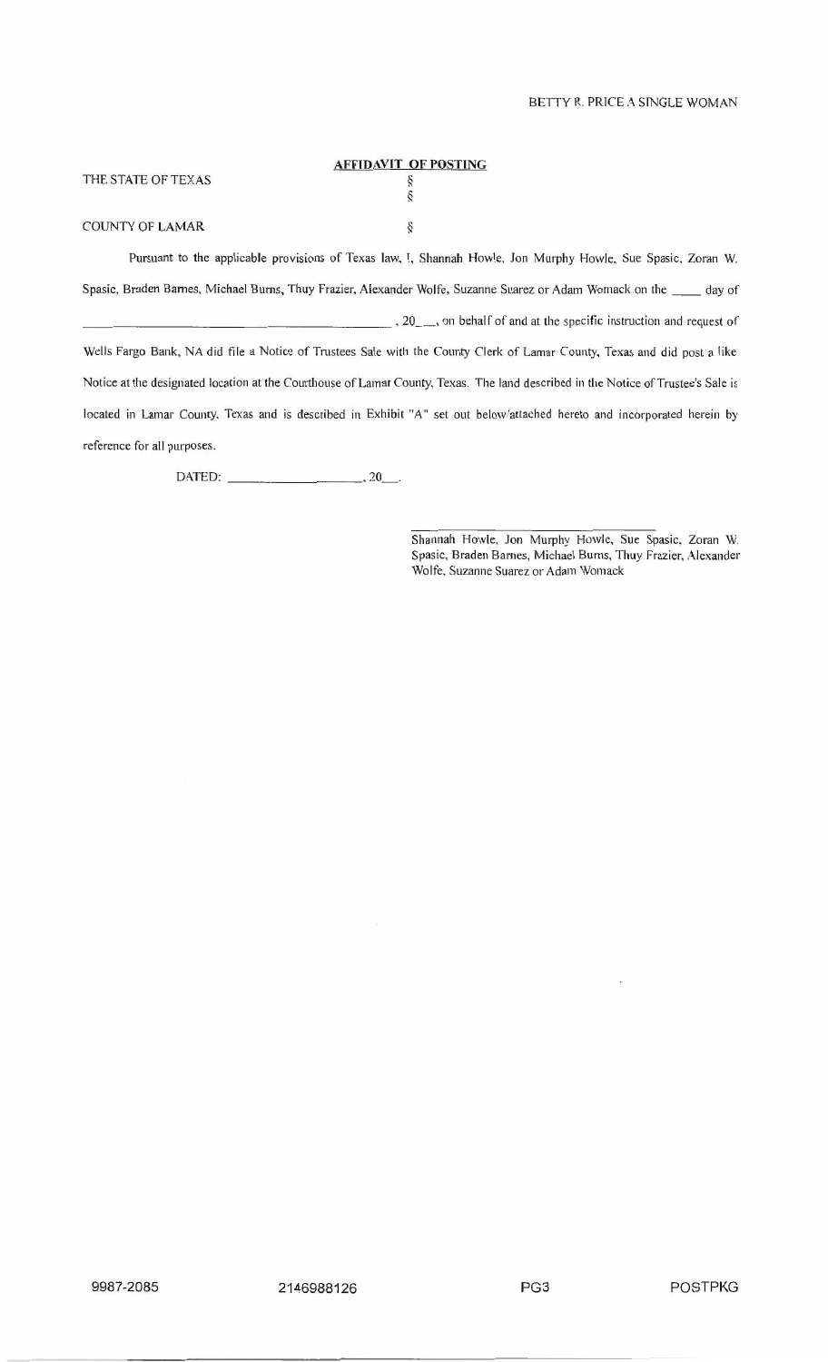BETTY R. PRICE A SINGLE WOMAN

## AFFIDAVIT OF POSTING

THE STATE OF TEXAS §
§
COUNTY OF LAMAR §

Pursuant to the applicable provisions of Texas law, I, Shannah Howle, Jon Murphy Howle, Sue Spasic, Zoran W. Spasic, Braden Barnes, Michael Burns, Thuy Frazier, Alexander Wolfe, Suzanne Suarez or Adam Womack on the ____ day of ______________________________, 20__, on behalf of and at the specific instruction and request of Wells Fargo Bank, NA did file a Notice of Trustees Sale with the County Clerk of Lamar County, Texas and did post a like Notice at the designated location at the Courthouse of Lamar County, Texas. The land described in the Notice of Trustee's Sale is located in Lamar County, Texas and is described in Exhibit "A" set out below/attached hereto and incorporated herein by reference for all purposes.

DATED: ____________________, 20__.

______________________________
Shannah Howle, Jon Murphy Howle, Sue Spasic, Zoran W. Spasic, Braden Barnes, Michael Burns, Thuy Frazier, Alexander Wolfe, Suzanne Suarez or Adam Womack

9987-2085 2146988126 PG3 POSTPKG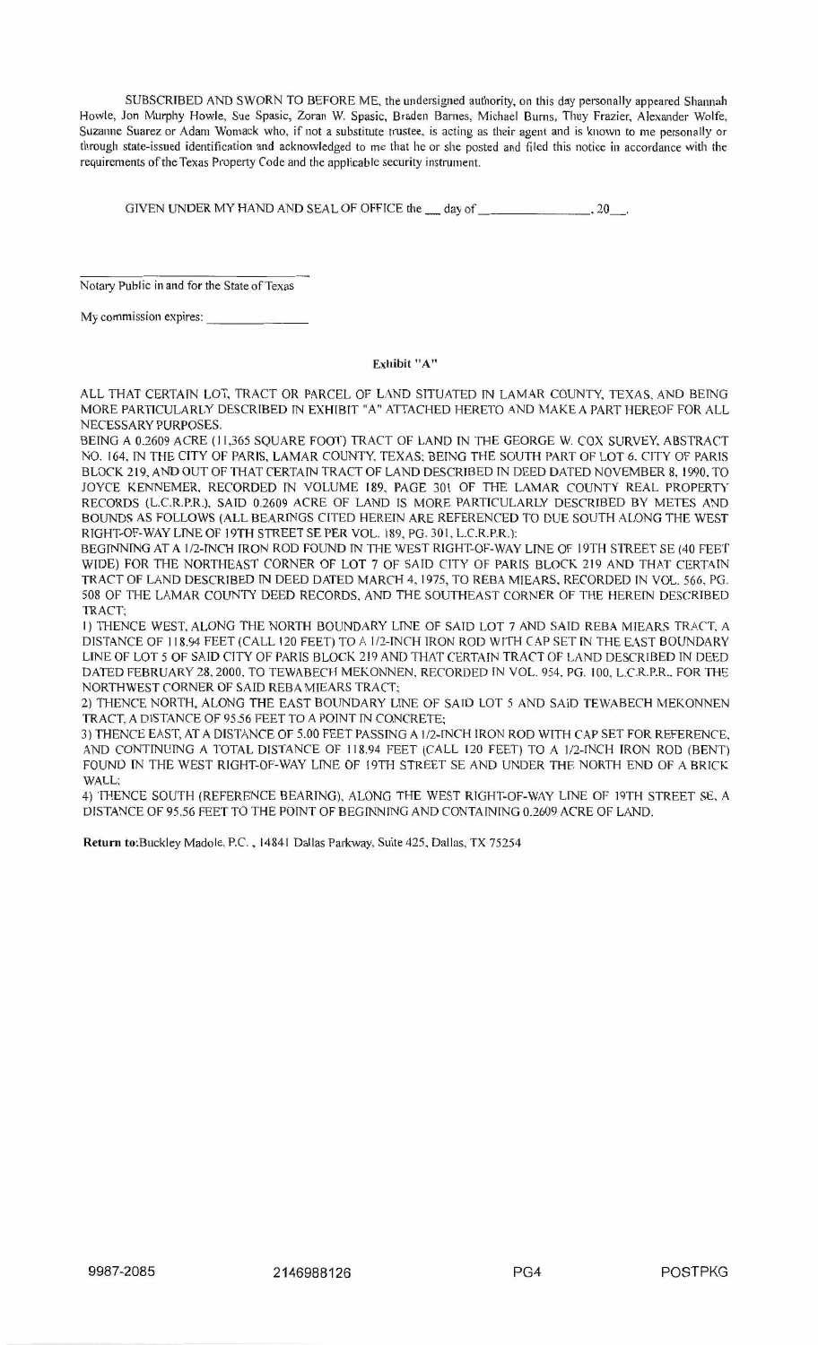SUBSCRIBED AND SWORN TO BEFORE ME, the undersigned authority, on this day personally appeared Shannah Howle, Jon Murphy Howle, Sue Spasic, Zoran W. Spasic, Braden Barnes, Michael Burns, Thuy Frazier, Alexander Wolfe, Suzanne Suarez or Adam Womack who, if not a substitute trustee, is acting as their agent and is known to me personally or through state-issued identification and acknowledged to me that he or she posted and filed this notice in accordance with the requirements of the Texas Property Code and the applicable security instrument.

GIVEN UNDER MY HAND AND SEAL OF OFFICE the \_\_ day of \_\_\_\_\_\_\_\_\_\_\_\_\_\_\_\_, 20\_\_.

\_\_\_\_\_\_\_\_\_\_\_\_\_\_\_\_\_\_\_\_\_\_\_\_\_\_\_\_
Notary Public in and for the State of Texas

My commission expires: \_\_\_\_\_\_\_\_\_\_\_\_\_\_

## Exhibit "A"

ALL THAT CERTAIN LOT, TRACT OR PARCEL OF LAND SITUATED IN LAMAR COUNTY, TEXAS, AND BEING MORE PARTICULARLY DESCRIBED IN EXHIBIT "A" ATTACHED HERETO AND MAKE A PART HEREOF FOR ALL NECESSARY PURPOSES.

BEING A 0.2609 ACRE (11,365 SQUARE FOOT) TRACT OF LAND IN THE GEORGE W. COX SURVEY, ABSTRACT NO. 164, IN THE CITY OF PARIS, LAMAR COUNTY, TEXAS; BEING THE SOUTH PART OF LOT 6, CITY OF PARIS BLOCK 219, AND OUT OF THAT CERTAIN TRACT OF LAND DESCRIBED IN DEED DATED NOVEMBER 8, 1990, TO JOYCE KENNEMER, RECORDED IN VOLUME 189, PAGE 301 OF THE LAMAR COUNTY REAL PROPERTY RECORDS (L.C.R.P.R.), SAID 0.2609 ACRE OF LAND IS MORE PARTICULARLY DESCRIBED BY METES AND BOUNDS AS FOLLOWS (ALL BEARINGS CITED HEREIN ARE REFERENCED TO DUE SOUTH ALONG THE WEST RIGHT-OF-WAY LINE OF 19TH STREET SE PER VOL. 189, PG. 301, L.C.R.P.R.):

BEGINNING AT A 1/2-INCH IRON ROD FOUND IN THE WEST RIGHT-OF-WAY LINE OF 19TH STREET SE (40 FEET WIDE) FOR THE NORTHEAST CORNER OF LOT 7 OF SAID CITY OF PARIS BLOCK 219 AND THAT CERTAIN TRACT OF LAND DESCRIBED IN DEED DATED MARCH 4, 1975, TO REBA MIEARS, RECORDED IN VOL. 566, PG. 508 OF THE LAMAR COUNTY DEED RECORDS, AND THE SOUTHEAST CORNER OF THE HEREIN DESCRIBED TRACT;

1) THENCE WEST, ALONG THE NORTH BOUNDARY LINE OF SAID LOT 7 AND SAID REBA MIEARS TRACT, A DISTANCE OF 118.94 FEET (CALL 120 FEET) TO A 1/2-INCH IRON ROD WITH CAP SET IN THE EAST BOUNDARY LINE OF LOT 5 OF SAID CITY OF PARIS BLOCK 219 AND THAT CERTAIN TRACT OF LAND DESCRIBED IN DEED DATED FEBRUARY 28, 2000, TO TEWABECH MEKONNEN, RECORDED IN VOL. 954, PG. 100, L.C.R.P.R., FOR THE NORTHWEST CORNER OF SAID REBA MIEARS TRACT;

2) THENCE NORTH, ALONG THE EAST BOUNDARY LINE OF SAID LOT 5 AND SAID TEWABECH MEKONNEN TRACT, A DISTANCE OF 95.56 FEET TO A POINT IN CONCRETE;

3) THENCE EAST, AT A DISTANCE OF 5.00 FEET PASSING A 1/2-INCH IRON ROD WITH CAP SET FOR REFERENCE, AND CONTINUING A TOTAL DISTANCE OF 118.94 FEET (CALL 120 FEET) TO A 1/2-INCH IRON ROD (BENT) FOUND IN THE WEST RIGHT-OF-WAY LINE OF 19TH STREET SE AND UNDER THE NORTH END OF A BRICK WALL;

4) THENCE SOUTH (REFERENCE BEARING), ALONG THE WEST RIGHT-OF-WAY LINE OF 19TH STREET SE, A DISTANCE OF 95.56 FEET TO THE POINT OF BEGINNING AND CONTAINING 0.2609 ACRE OF LAND.

**Return to:**Buckley Madole, P.C., 14841 Dallas Parkway, Suite 425, Dallas, TX 75254

9987-2085 2146988126 PG4 POSTPKG